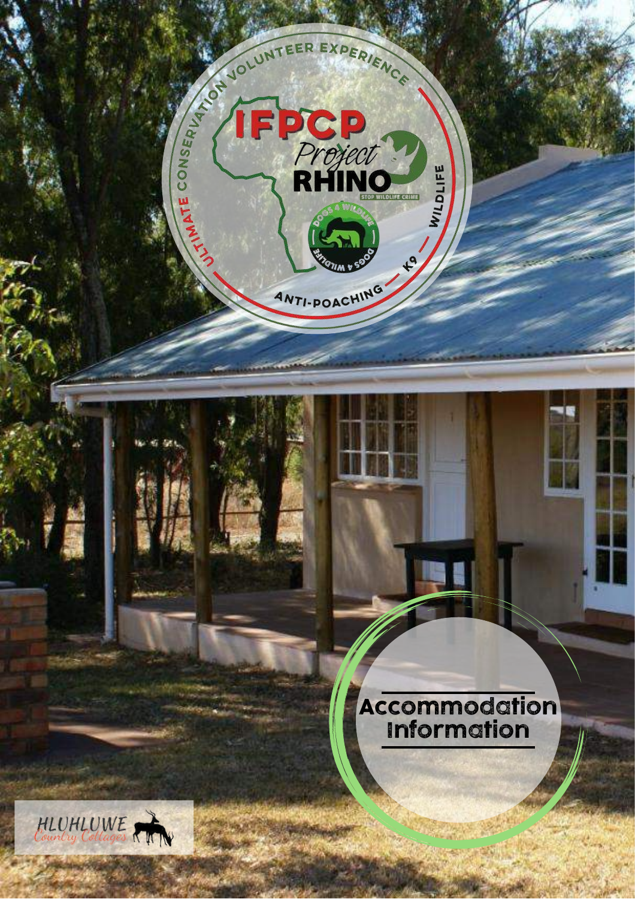ULTIMATE CONSERVATION VOLUNTEER EXPERIENCE

IFPCP Project RHINO

STOP WILDLIFE CRIME

DOGS 4 WILDLIFE

WILDLIFE — K9 — ANTI-POACHING

# Accommodation Information

HLUHLUWE Country Cottages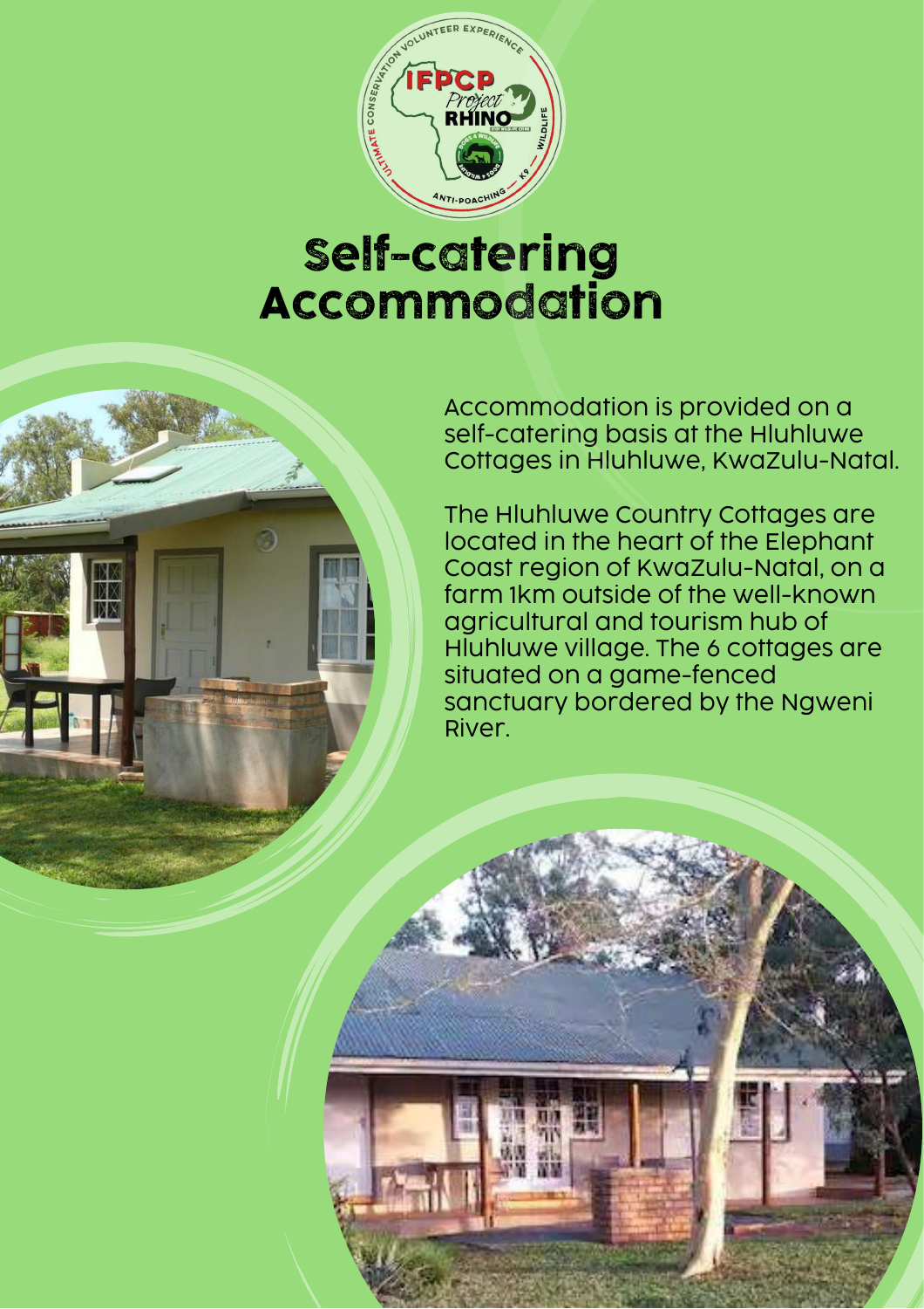# Self-catering Accommodation

Accommodation is provided on a self-catering basis at the Hluhluwe Cottages in Hluhluwe, KwaZulu-Natal.

The Hluhluwe Country Cottages are located in the heart of the Elephant Coast region of KwaZulu-Natal, on a farm 1km outside of the well-known agricultural and tourism hub of Hluhluwe village. The 6 cottages are situated on a game-fenced sanctuary bordered by the Ngweni River.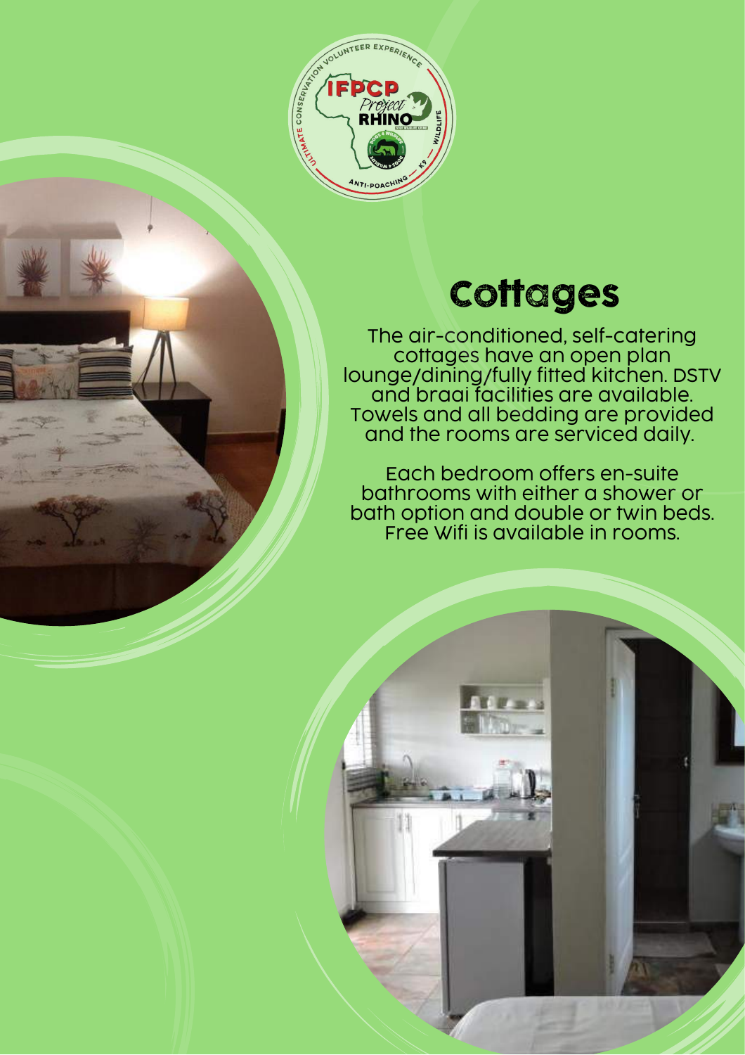# Cottages

The air-conditioned, self-catering cottages have an open plan lounge/dining/fully fitted kitchen. DSTV and braai facilities are available. Towels and all bedding are provided and the rooms are serviced daily.

Each bedroom offers en-suite bathrooms with either a shower or bath option and double or twin beds. Free Wifi is available in rooms.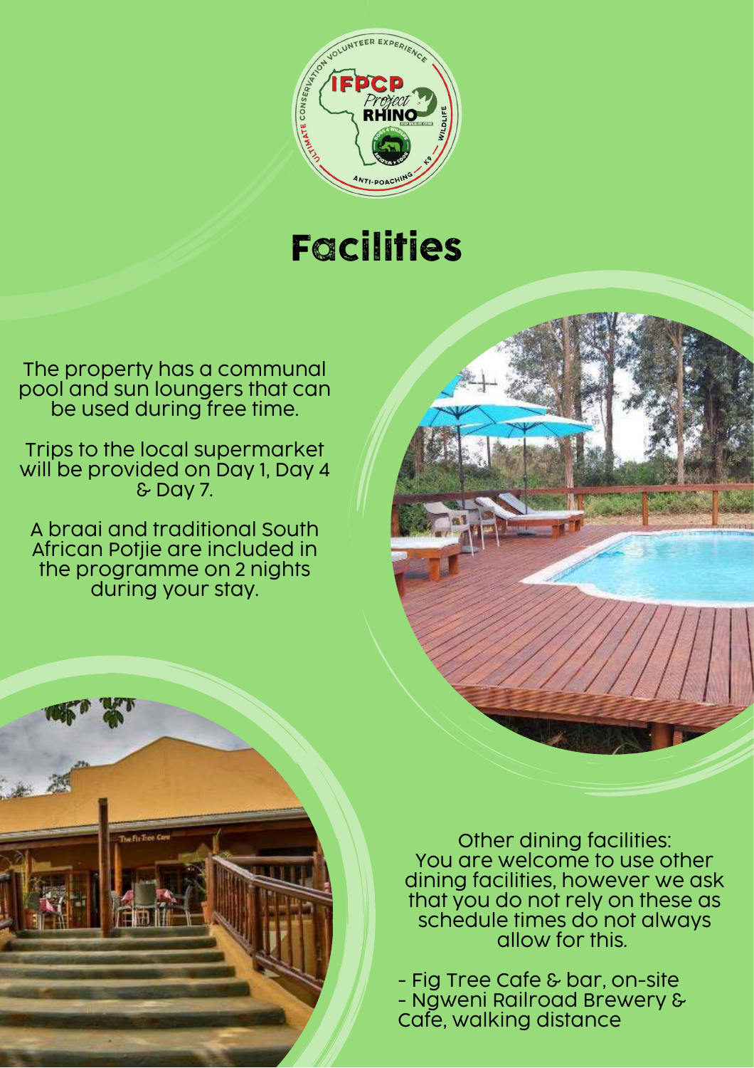# Facilities

The property has a communal pool and sun loungers that can be used during free time.

Trips to the local supermarket will be provided on Day 1, Day 4 & Day 7.

A braai and traditional South African Potjie are included in the programme on 2 nights during your stay.

Other dining facilities:
You are welcome to use other dining facilities, however we ask that you do not rely on these as schedule times do not always allow for this.

- Fig Tree Cafe & bar, on-site
- Ngweni Railroad Brewery & Cafe, walking distance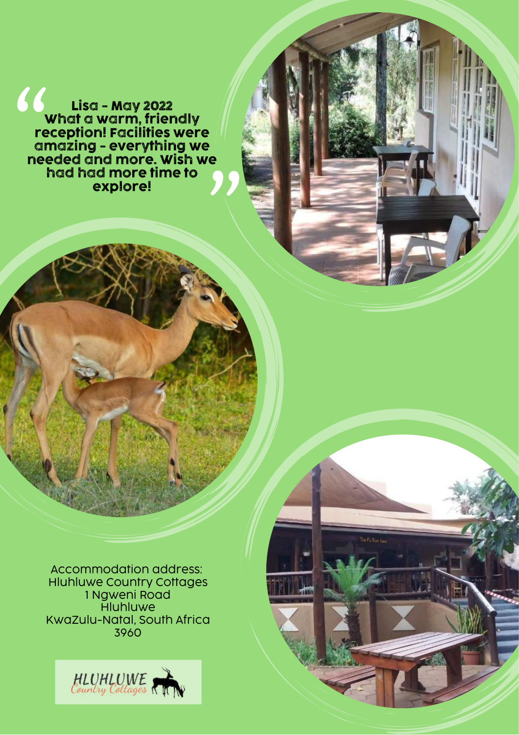> **Lisa - May 2022**
> **What a warm, friendly reception! Facilities were amazing - everything we needed and more. Wish we had had more time to explore!**

Accommodation address:
Hluhluwe Country Cottages
1 Ngweni Road
Hluhluwe
KwaZulu-Natal, South Africa
3960

HLUHLUWE Country Cottages